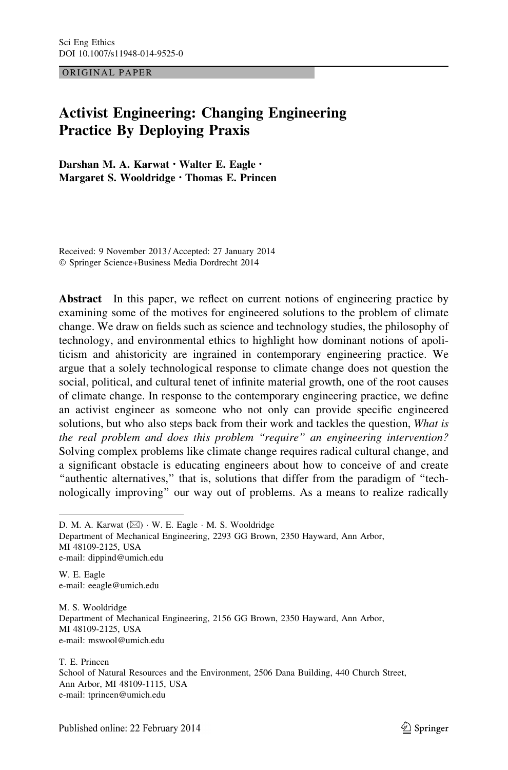ORIGINAL PAPER

# Activist Engineering: Changing Engineering Practice By Deploying Praxis

**Darshan M. A. Karwat · Walter E. Eagle · Margaret S. Wooldridge · Thomas E. Princen**

Received: 9 November 2013 / Accepted: 27 January 2014
© Springer Science+Business Media Dordrecht 2014

**Abstract** In this paper, we reflect on current notions of engineering practice by examining some of the motives for engineered solutions to the problem of climate change. We draw on fields such as science and technology studies, the philosophy of technology, and environmental ethics to highlight how dominant notions of apoliticism and ahistoricity are ingrained in contemporary engineering practice. We argue that a solely technological response to climate change does not question the social, political, and cultural tenet of infinite material growth, one of the root causes of climate change. In response to the contemporary engineering practice, we define an activist engineer as someone who not only can provide specific engineered solutions, but who also steps back from their work and tackles the question, *What is the real problem and does this problem "require" an engineering intervention?* Solving complex problems like climate change requires radical cultural change, and a significant obstacle is educating engineers about how to conceive of and create "authentic alternatives," that is, solutions that differ from the paradigm of "technologically improving" our way out of problems. As a means to realize radically

D. M. A. Karwat (✉) · W. E. Eagle · M. S. Wooldridge
Department of Mechanical Engineering, 2293 GG Brown, 2350 Hayward, Ann Arbor, MI 48109-2125, USA
e-mail: dippind@umich.edu

W. E. Eagle
e-mail: eeagle@umich.edu

M. S. Wooldridge
Department of Mechanical Engineering, 2156 GG Brown, 2350 Hayward, Ann Arbor, MI 48109-2125, USA
e-mail: mswool@umich.edu

T. E. Princen
School of Natural Resources and the Environment, 2506 Dana Building, 440 Church Street, Ann Arbor, MI 48109-1115, USA
e-mail: tprincen@umich.edu

Published online: 22 February 2014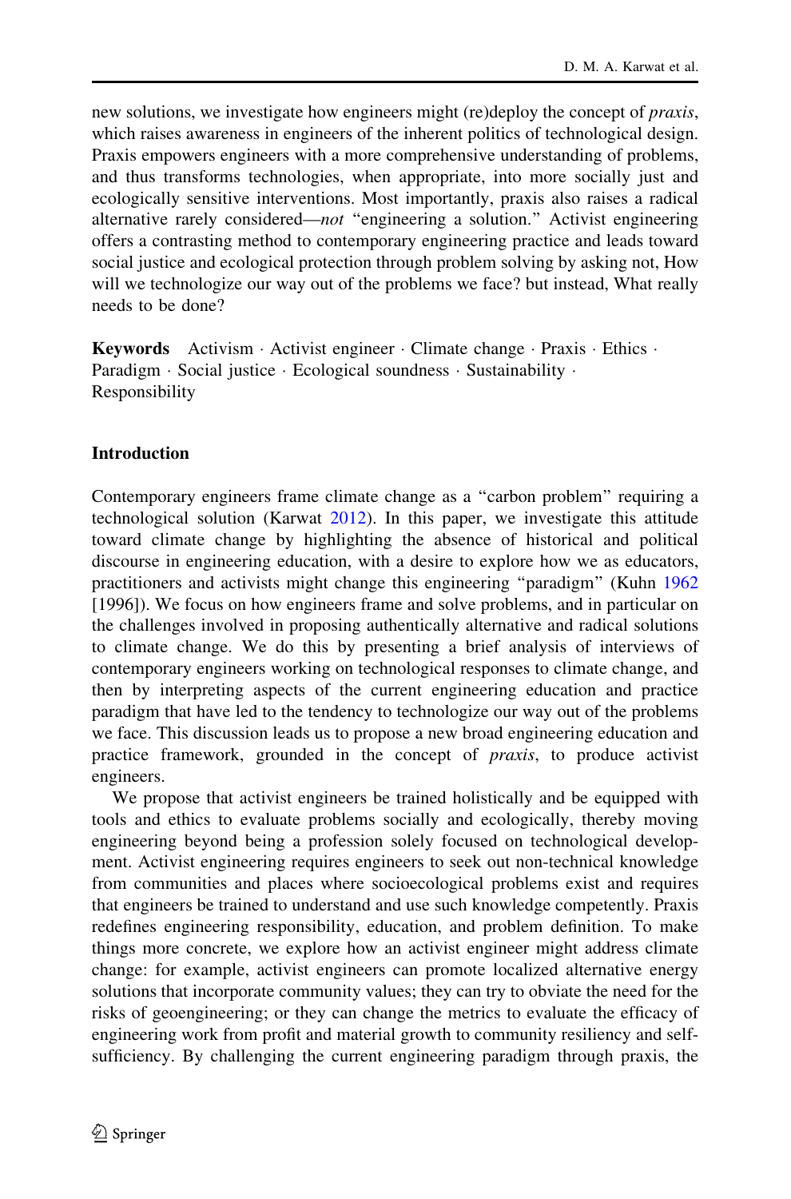new solutions, we investigate how engineers might (re)deploy the concept of *praxis*, which raises awareness in engineers of the inherent politics of technological design. Praxis empowers engineers with a more comprehensive understanding of problems, and thus transforms technologies, when appropriate, into more socially just and ecologically sensitive interventions. Most importantly, praxis also raises a radical alternative rarely considered—*not* "engineering a solution." Activist engineering offers a contrasting method to contemporary engineering practice and leads toward social justice and ecological protection through problem solving by asking not, How will we technologize our way out of the problems we face? but instead, What really needs to be done?

**Keywords** Activism · Activist engineer · Climate change · Praxis · Ethics · Paradigm · Social justice · Ecological soundness · Sustainability · Responsibility

## Introduction

Contemporary engineers frame climate change as a "carbon problem" requiring a technological solution (Karwat 2012). In this paper, we investigate this attitude toward climate change by highlighting the absence of historical and political discourse in engineering education, with a desire to explore how we as educators, practitioners and activists might change this engineering "paradigm" (Kuhn 1962 [1996]). We focus on how engineers frame and solve problems, and in particular on the challenges involved in proposing authentically alternative and radical solutions to climate change. We do this by presenting a brief analysis of interviews of contemporary engineers working on technological responses to climate change, and then by interpreting aspects of the current engineering education and practice paradigm that have led to the tendency to technologize our way out of the problems we face. This discussion leads us to propose a new broad engineering education and practice framework, grounded in the concept of *praxis*, to produce activist engineers.

We propose that activist engineers be trained holistically and be equipped with tools and ethics to evaluate problems socially and ecologically, thereby moving engineering beyond being a profession solely focused on technological development. Activist engineering requires engineers to seek out non-technical knowledge from communities and places where socioecological problems exist and requires that engineers be trained to understand and use such knowledge competently. Praxis redefines engineering responsibility, education, and problem definition. To make things more concrete, we explore how an activist engineer might address climate change: for example, activist engineers can promote localized alternative energy solutions that incorporate community values; they can try to obviate the need for the risks of geoengineering; or they can change the metrics to evaluate the efficacy of engineering work from profit and material growth to community resiliency and self-sufficiency. By challenging the current engineering paradigm through praxis, the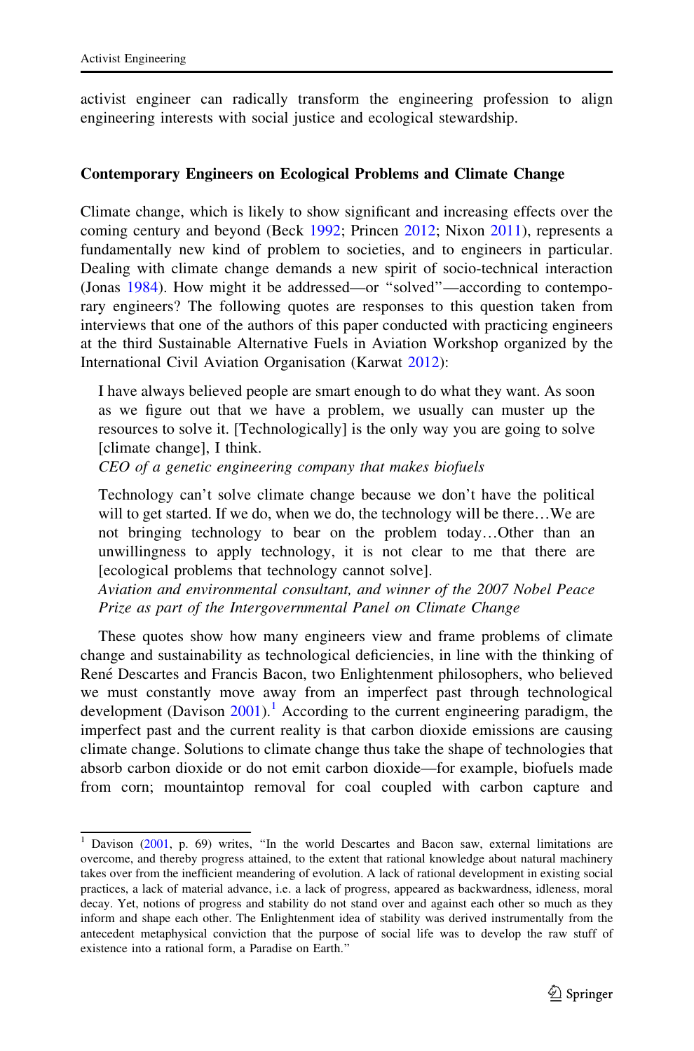activist engineer can radically transform the engineering profession to align engineering interests with social justice and ecological stewardship.

## Contemporary Engineers on Ecological Problems and Climate Change

Climate change, which is likely to show significant and increasing effects over the coming century and beyond (Beck 1992; Princen 2012; Nixon 2011), represents a fundamentally new kind of problem to societies, and to engineers in particular. Dealing with climate change demands a new spirit of socio-technical interaction (Jonas 1984). How might it be addressed—or "solved"—according to contemporary engineers? The following quotes are responses to this question taken from interviews that one of the authors of this paper conducted with practicing engineers at the third Sustainable Alternative Fuels in Aviation Workshop organized by the International Civil Aviation Organisation (Karwat 2012):

> I have always believed people are smart enough to do what they want. As soon as we figure out that we have a problem, we usually can muster up the resources to solve it. [Technologically] is the only way you are going to solve [climate change], I think.
>
> *CEO of a genetic engineering company that makes biofuels*

> Technology can't solve climate change because we don't have the political will to get started. If we do, when we do, the technology will be there…We are not bringing technology to bear on the problem today…Other than an unwillingness to apply technology, it is not clear to me that there are [ecological problems that technology cannot solve].
>
> *Aviation and environmental consultant, and winner of the 2007 Nobel Peace Prize as part of the Intergovernmental Panel on Climate Change*

These quotes show how many engineers view and frame problems of climate change and sustainability as technological deficiencies, in line with the thinking of René Descartes and Francis Bacon, two Enlightenment philosophers, who believed we must constantly move away from an imperfect past through technological development (Davison 2001).[1] According to the current engineering paradigm, the imperfect past and the current reality is that carbon dioxide emissions are causing climate change. Solutions to climate change thus take the shape of technologies that absorb carbon dioxide or do not emit carbon dioxide—for example, biofuels made from corn; mountaintop removal for coal coupled with carbon capture and

---

[1] Davison (2001, p. 69) writes, "In the world Descartes and Bacon saw, external limitations are overcome, and thereby progress attained, to the extent that rational knowledge about natural machinery takes over from the inefficient meandering of evolution. A lack of rational development in existing social practices, a lack of material advance, i.e. a lack of progress, appeared as backwardness, idleness, moral decay. Yet, notions of progress and stability do not stand over and against each other so much as they inform and shape each other. The Enlightenment idea of stability was derived instrumentally from the antecedent metaphysical conviction that the purpose of social life was to develop the raw stuff of existence into a rational form, a Paradise on Earth."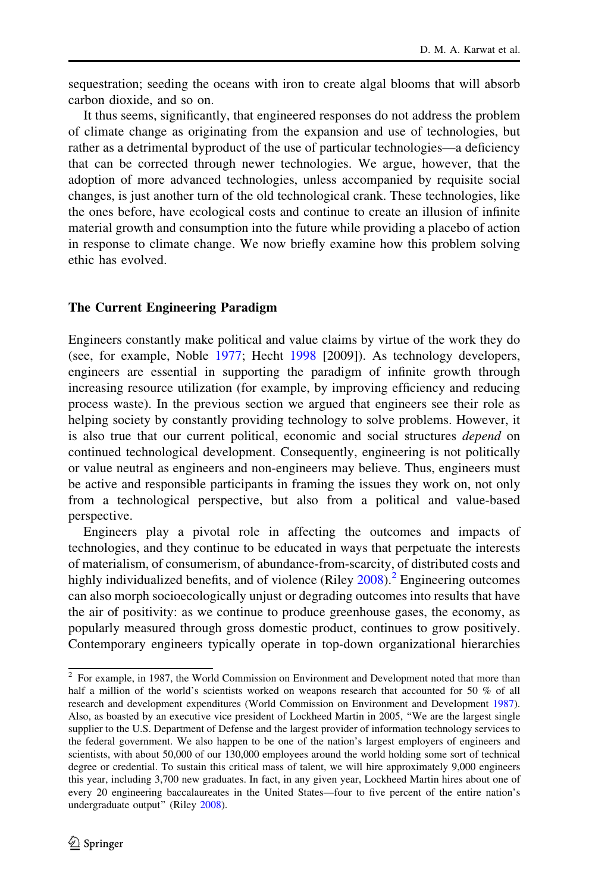sequestration; seeding the oceans with iron to create algal blooms that will absorb carbon dioxide, and so on.

It thus seems, significantly, that engineered responses do not address the problem of climate change as originating from the expansion and use of technologies, but rather as a detrimental byproduct of the use of particular technologies—a deficiency that can be corrected through newer technologies. We argue, however, that the adoption of more advanced technologies, unless accompanied by requisite social changes, is just another turn of the old technological crank. These technologies, like the ones before, have ecological costs and continue to create an illusion of infinite material growth and consumption into the future while providing a placebo of action in response to climate change. We now briefly examine how this problem solving ethic has evolved.

## The Current Engineering Paradigm

Engineers constantly make political and value claims by virtue of the work they do (see, for example, Noble 1977; Hecht 1998 [2009]). As technology developers, engineers are essential in supporting the paradigm of infinite growth through increasing resource utilization (for example, by improving efficiency and reducing process waste). In the previous section we argued that engineers see their role as helping society by constantly providing technology to solve problems. However, it is also true that our current political, economic and social structures *depend* on continued technological development. Consequently, engineering is not politically or value neutral as engineers and non-engineers may believe. Thus, engineers must be active and responsible participants in framing the issues they work on, not only from a technological perspective, but also from a political and value-based perspective.

Engineers play a pivotal role in affecting the outcomes and impacts of technologies, and they continue to be educated in ways that perpetuate the interests of materialism, of consumerism, of abundance-from-scarcity, of distributed costs and highly individualized benefits, and of violence (Riley 2008).[2] Engineering outcomes can also morph socioecologically unjust or degrading outcomes into results that have the air of positivity: as we continue to produce greenhouse gases, the economy, as popularly measured through gross domestic product, continues to grow positively. Contemporary engineers typically operate in top-down organizational hierarchies

[2] For example, in 1987, the World Commission on Environment and Development noted that more than half a million of the world's scientists worked on weapons research that accounted for 50 % of all research and development expenditures (World Commission on Environment and Development 1987). Also, as boasted by an executive vice president of Lockheed Martin in 2005, "We are the largest single supplier to the U.S. Department of Defense and the largest provider of information technology services to the federal government. We also happen to be one of the nation's largest employers of engineers and scientists, with about 50,000 of our 130,000 employees around the world holding some sort of technical degree or credential. To sustain this critical mass of talent, we will hire approximately 9,000 engineers this year, including 3,700 new graduates. In fact, in any given year, Lockheed Martin hires about one of every 20 engineering baccalaureates in the United States—four to five percent of the entire nation's undergraduate output" (Riley 2008).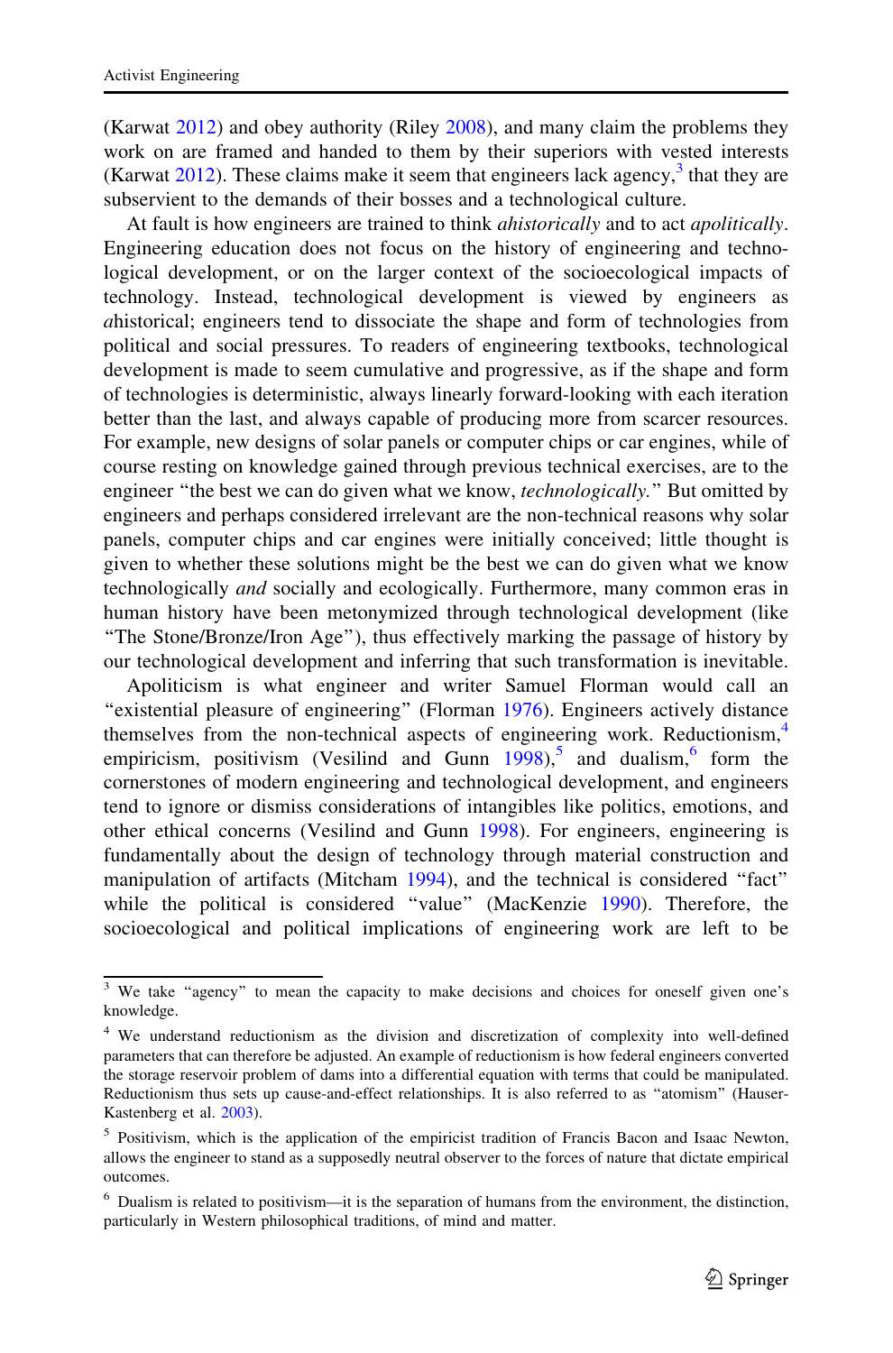(Karwat 2012) and obey authority (Riley 2008), and many claim the problems they work on are framed and handed to them by their superiors with vested interests (Karwat 2012). These claims make it seem that engineers lack agency,[3] that they are subservient to the demands of their bosses and a technological culture.

At fault is how engineers are trained to think *ahistorically* and to act *apolitically*. Engineering education does not focus on the history of engineering and technological development, or on the larger context of the socioecological impacts of technology. Instead, technological development is viewed by engineers as *a*historical; engineers tend to dissociate the shape and form of technologies from political and social pressures. To readers of engineering textbooks, technological development is made to seem cumulative and progressive, as if the shape and form of technologies is deterministic, always linearly forward-looking with each iteration better than the last, and always capable of producing more from scarcer resources. For example, new designs of solar panels or computer chips or car engines, while of course resting on knowledge gained through previous technical exercises, are to the engineer "the best we can do given what we know, *technologically*." But omitted by engineers and perhaps considered irrelevant are the non-technical reasons why solar panels, computer chips and car engines were initially conceived; little thought is given to whether these solutions might be the best we can do given what we know technologically *and* socially and ecologically. Furthermore, many common eras in human history have been metonymized through technological development (like "The Stone/Bronze/Iron Age"), thus effectively marking the passage of history by our technological development and inferring that such transformation is inevitable.

Apoliticism is what engineer and writer Samuel Florman would call an "existential pleasure of engineering" (Florman 1976). Engineers actively distance themselves from the non-technical aspects of engineering work. Reductionism,[4] empiricism, positivism (Vesilind and Gunn 1998),[5] and dualism,[6] form the cornerstones of modern engineering and technological development, and engineers tend to ignore or dismiss considerations of intangibles like politics, emotions, and other ethical concerns (Vesilind and Gunn 1998). For engineers, engineering is fundamentally about the design of technology through material construction and manipulation of artifacts (Mitcham 1994), and the technical is considered "fact" while the political is considered "value" (MacKenzie 1990). Therefore, the socioecological and political implications of engineering work are left to be

[3] We take "agency" to mean the capacity to make decisions and choices for oneself given one's knowledge.

[4] We understand reductionism as the division and discretization of complexity into well-defined parameters that can therefore be adjusted. An example of reductionism is how federal engineers converted the storage reservoir problem of dams into a differential equation with terms that could be manipulated. Reductionism thus sets up cause-and-effect relationships. It is also referred to as "atomism" (Hauser-Kastenberg et al. 2003).

[5] Positivism, which is the application of the empiricist tradition of Francis Bacon and Isaac Newton, allows the engineer to stand as a supposedly neutral observer to the forces of nature that dictate empirical outcomes.

[6] Dualism is related to positivism—it is the separation of humans from the environment, the distinction, particularly in Western philosophical traditions, of mind and matter.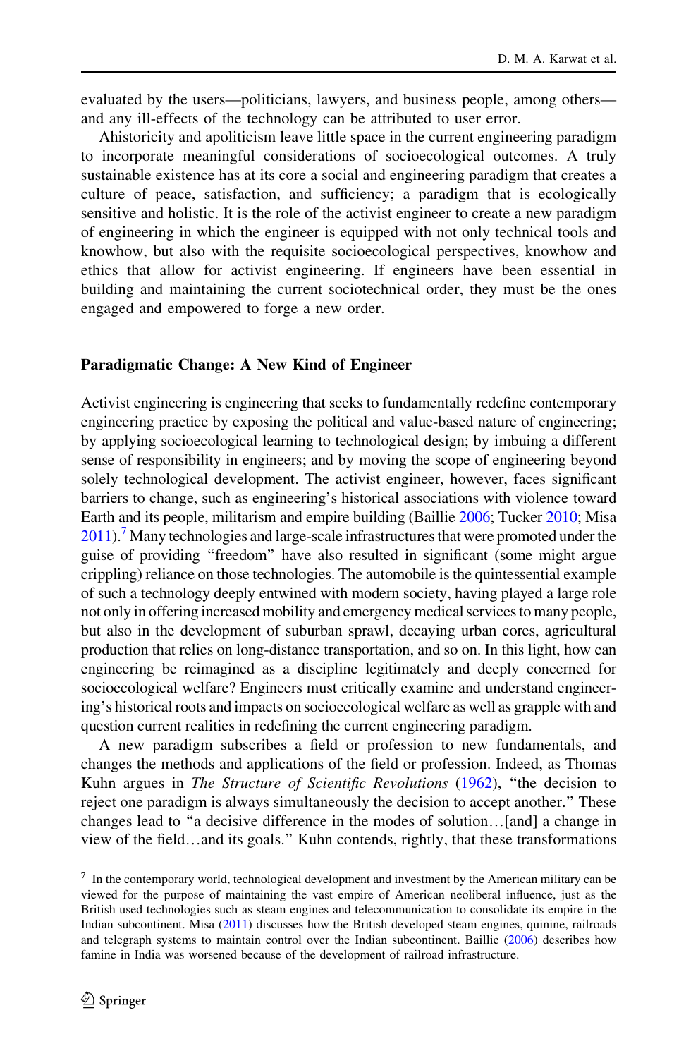evaluated by the users—politicians, lawyers, and business people, among others—and any ill-effects of the technology can be attributed to user error.

Ahistoricity and apoliticism leave little space in the current engineering paradigm to incorporate meaningful considerations of socioecological outcomes. A truly sustainable existence has at its core a social and engineering paradigm that creates a culture of peace, satisfaction, and sufficiency; a paradigm that is ecologically sensitive and holistic. It is the role of the activist engineer to create a new paradigm of engineering in which the engineer is equipped with not only technical tools and knowhow, but also with the requisite socioecological perspectives, knowhow and ethics that allow for activist engineering. If engineers have been essential in building and maintaining the current sociotechnical order, they must be the ones engaged and empowered to forge a new order.

### Paradigmatic Change: A New Kind of Engineer

Activist engineering is engineering that seeks to fundamentally redefine contemporary engineering practice by exposing the political and value-based nature of engineering; by applying socioecological learning to technological design; by imbuing a different sense of responsibility in engineers; and by moving the scope of engineering beyond solely technological development. The activist engineer, however, faces significant barriers to change, such as engineering's historical associations with violence toward Earth and its people, militarism and empire building (Baillie 2006; Tucker 2010; Misa 2011).[7] Many technologies and large-scale infrastructures that were promoted under the guise of providing "freedom" have also resulted in significant (some might argue crippling) reliance on those technologies. The automobile is the quintessential example of such a technology deeply entwined with modern society, having played a large role not only in offering increased mobility and emergency medical services to many people, but also in the development of suburban sprawl, decaying urban cores, agricultural production that relies on long-distance transportation, and so on. In this light, how can engineering be reimagined as a discipline legitimately and deeply concerned for socioecological welfare? Engineers must critically examine and understand engineering's historical roots and impacts on socioecological welfare as well as grapple with and question current realities in redefining the current engineering paradigm.

A new paradigm subscribes a field or profession to new fundamentals, and changes the methods and applications of the field or profession. Indeed, as Thomas Kuhn argues in *The Structure of Scientific Revolutions* (1962), "the decision to reject one paradigm is always simultaneously the decision to accept another." These changes lead to "a decisive difference in the modes of solution…[and] a change in view of the field…and its goals." Kuhn contends, rightly, that these transformations

---

[7] In the contemporary world, technological development and investment by the American military can be viewed for the purpose of maintaining the vast empire of American neoliberal influence, just as the British used technologies such as steam engines and telecommunication to consolidate its empire in the Indian subcontinent. Misa (2011) discusses how the British developed steam engines, quinine, railroads and telegraph systems to maintain control over the Indian subcontinent. Baillie (2006) describes how famine in India was worsened because of the development of railroad infrastructure.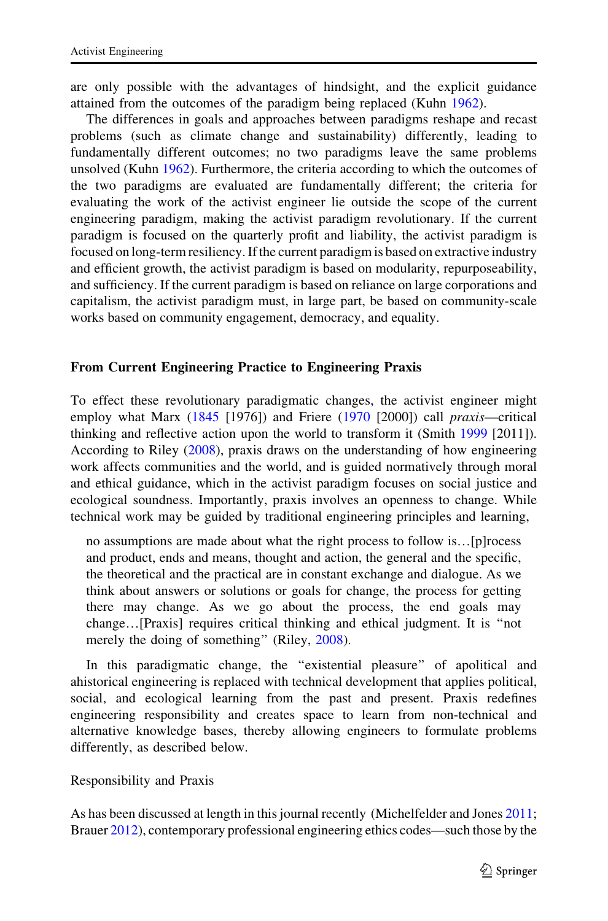are only possible with the advantages of hindsight, and the explicit guidance attained from the outcomes of the paradigm being replaced (Kuhn 1962).

The differences in goals and approaches between paradigms reshape and recast problems (such as climate change and sustainability) differently, leading to fundamentally different outcomes; no two paradigms leave the same problems unsolved (Kuhn 1962). Furthermore, the criteria according to which the outcomes of the two paradigms are evaluated are fundamentally different; the criteria for evaluating the work of the activist engineer lie outside the scope of the current engineering paradigm, making the activist paradigm revolutionary. If the current paradigm is focused on the quarterly profit and liability, the activist paradigm is focused on long-term resiliency. If the current paradigm is based on extractive industry and efficient growth, the activist paradigm is based on modularity, repurposeability, and sufficiency. If the current paradigm is based on reliance on large corporations and capitalism, the activist paradigm must, in large part, be based on community-scale works based on community engagement, democracy, and equality.

## From Current Engineering Practice to Engineering Praxis

To effect these revolutionary paradigmatic changes, the activist engineer might employ what Marx (1845 [1976]) and Friere (1970 [2000]) call *praxis*—critical thinking and reflective action upon the world to transform it (Smith 1999 [2011]). According to Riley (2008), praxis draws on the understanding of how engineering work affects communities and the world, and is guided normatively through moral and ethical guidance, which in the activist paradigm focuses on social justice and ecological soundness. Importantly, praxis involves an openness to change. While technical work may be guided by traditional engineering principles and learning,

> no assumptions are made about what the right process to follow is…[p]rocess and product, ends and means, thought and action, the general and the specific, the theoretical and the practical are in constant exchange and dialogue. As we think about answers or solutions or goals for change, the process for getting there may change. As we go about the process, the end goals may change…[Praxis] requires critical thinking and ethical judgment. It is "not merely the doing of something" (Riley, 2008).

In this paradigmatic change, the "existential pleasure" of apolitical and ahistorical engineering is replaced with technical development that applies political, social, and ecological learning from the past and present. Praxis redefines engineering responsibility and creates space to learn from non-technical and alternative knowledge bases, thereby allowing engineers to formulate problems differently, as described below.

### Responsibility and Praxis

As has been discussed at length in this journal recently (Michelfelder and Jones 2011; Brauer 2012), contemporary professional engineering ethics codes—such those by the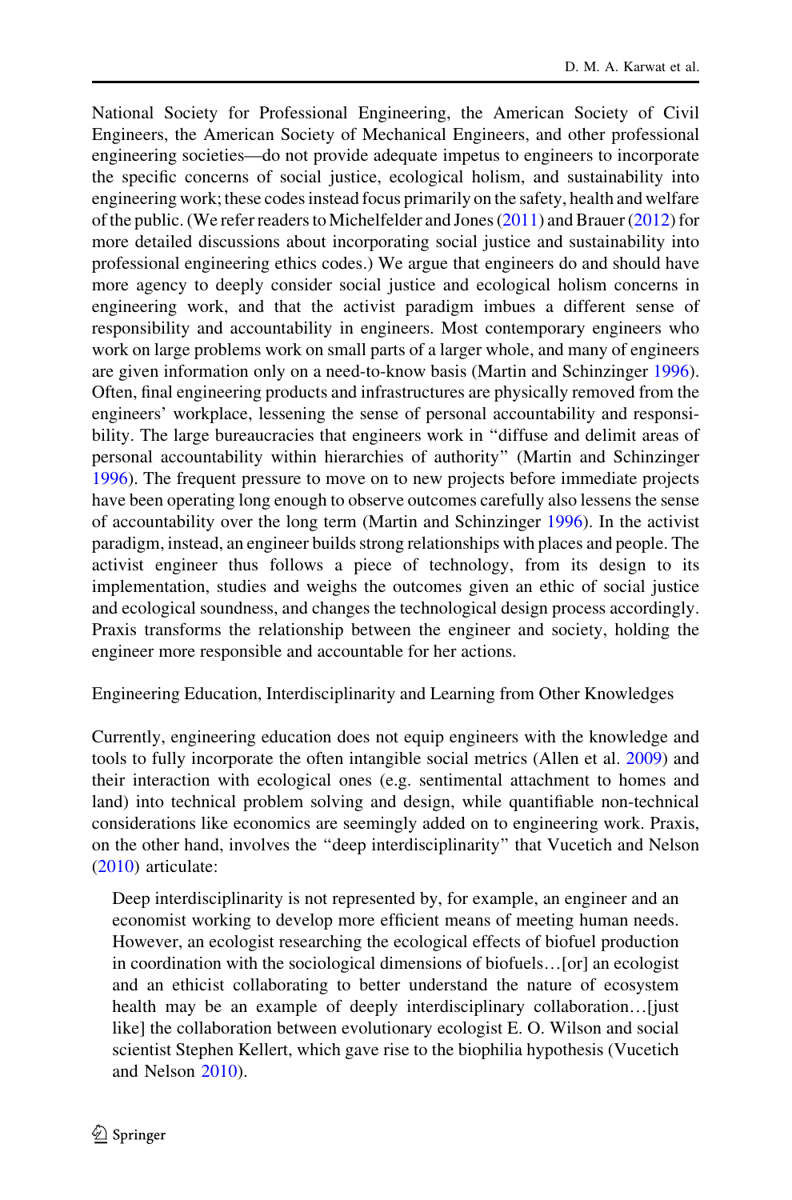National Society for Professional Engineering, the American Society of Civil Engineers, the American Society of Mechanical Engineers, and other professional engineering societies—do not provide adequate impetus to engineers to incorporate the specific concerns of social justice, ecological holism, and sustainability into engineering work; these codes instead focus primarily on the safety, health and welfare of the public. (We refer readers to Michelfelder and Jones (2011) and Brauer (2012) for more detailed discussions about incorporating social justice and sustainability into professional engineering ethics codes.) We argue that engineers do and should have more agency to deeply consider social justice and ecological holism concerns in engineering work, and that the activist paradigm imbues a different sense of responsibility and accountability in engineers. Most contemporary engineers who work on large problems work on small parts of a larger whole, and many of engineers are given information only on a need-to-know basis (Martin and Schinzinger 1996). Often, final engineering products and infrastructures are physically removed from the engineers' workplace, lessening the sense of personal accountability and responsibility. The large bureaucracies that engineers work in "diffuse and delimit areas of personal accountability within hierarchies of authority" (Martin and Schinzinger 1996). The frequent pressure to move on to new projects before immediate projects have been operating long enough to observe outcomes carefully also lessens the sense of accountability over the long term (Martin and Schinzinger 1996). In the activist paradigm, instead, an engineer builds strong relationships with places and people. The activist engineer thus follows a piece of technology, from its design to its implementation, studies and weighs the outcomes given an ethic of social justice and ecological soundness, and changes the technological design process accordingly. Praxis transforms the relationship between the engineer and society, holding the engineer more responsible and accountable for her actions.

Engineering Education, Interdisciplinarity and Learning from Other Knowledges

Currently, engineering education does not equip engineers with the knowledge and tools to fully incorporate the often intangible social metrics (Allen et al. 2009) and their interaction with ecological ones (e.g. sentimental attachment to homes and land) into technical problem solving and design, while quantifiable non-technical considerations like economics are seemingly added on to engineering work. Praxis, on the other hand, involves the "deep interdisciplinarity" that Vucetich and Nelson (2010) articulate:

> Deep interdisciplinarity is not represented by, for example, an engineer and an economist working to develop more efficient means of meeting human needs. However, an ecologist researching the ecological effects of biofuel production in coordination with the sociological dimensions of biofuels…[or] an ecologist and an ethicist collaborating to better understand the nature of ecosystem health may be an example of deeply interdisciplinary collaboration…[just like] the collaboration between evolutionary ecologist E. O. Wilson and social scientist Stephen Kellert, which gave rise to the biophilia hypothesis (Vucetich and Nelson 2010).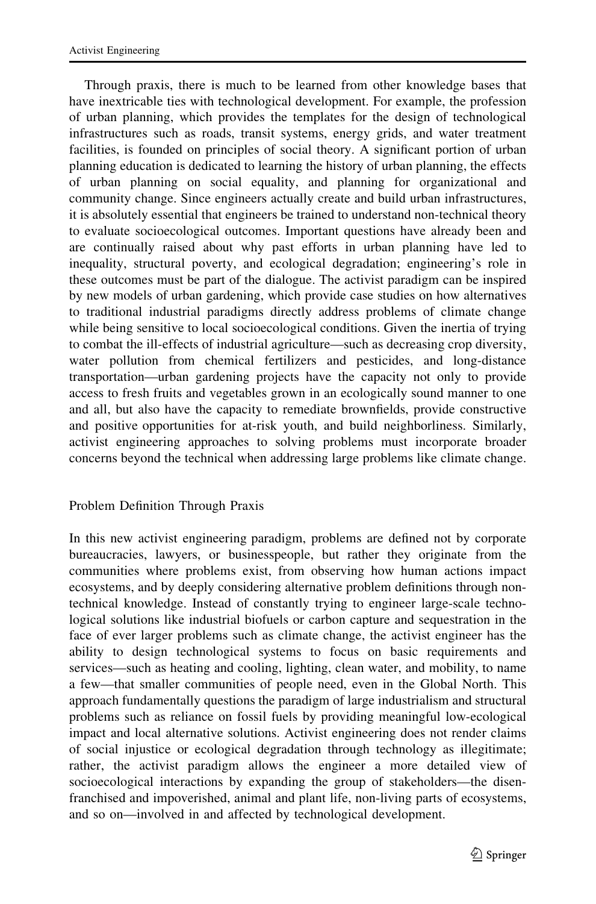Through praxis, there is much to be learned from other knowledge bases that have inextricable ties with technological development. For example, the profession of urban planning, which provides the templates for the design of technological infrastructures such as roads, transit systems, energy grids, and water treatment facilities, is founded on principles of social theory. A significant portion of urban planning education is dedicated to learning the history of urban planning, the effects of urban planning on social equality, and planning for organizational and community change. Since engineers actually create and build urban infrastructures, it is absolutely essential that engineers be trained to understand non-technical theory to evaluate socioecological outcomes. Important questions have already been and are continually raised about why past efforts in urban planning have led to inequality, structural poverty, and ecological degradation; engineering's role in these outcomes must be part of the dialogue. The activist paradigm can be inspired by new models of urban gardening, which provide case studies on how alternatives to traditional industrial paradigms directly address problems of climate change while being sensitive to local socioecological conditions. Given the inertia of trying to combat the ill-effects of industrial agriculture—such as decreasing crop diversity, water pollution from chemical fertilizers and pesticides, and long-distance transportation—urban gardening projects have the capacity not only to provide access to fresh fruits and vegetables grown in an ecologically sound manner to one and all, but also have the capacity to remediate brownfields, provide constructive and positive opportunities for at-risk youth, and build neighborliness. Similarly, activist engineering approaches to solving problems must incorporate broader concerns beyond the technical when addressing large problems like climate change.

## Problem Definition Through Praxis

In this new activist engineering paradigm, problems are defined not by corporate bureaucracies, lawyers, or businesspeople, but rather they originate from the communities where problems exist, from observing how human actions impact ecosystems, and by deeply considering alternative problem definitions through non-technical knowledge. Instead of constantly trying to engineer large-scale technological solutions like industrial biofuels or carbon capture and sequestration in the face of ever larger problems such as climate change, the activist engineer has the ability to design technological systems to focus on basic requirements and services—such as heating and cooling, lighting, clean water, and mobility, to name a few—that smaller communities of people need, even in the Global North. This approach fundamentally questions the paradigm of large industrialism and structural problems such as reliance on fossil fuels by providing meaningful low-ecological impact and local alternative solutions. Activist engineering does not render claims of social injustice or ecological degradation through technology as illegitimate; rather, the activist paradigm allows the engineer a more detailed view of socioecological interactions by expanding the group of stakeholders—the disenfranchised and impoverished, animal and plant life, non-living parts of ecosystems, and so on—involved in and affected by technological development.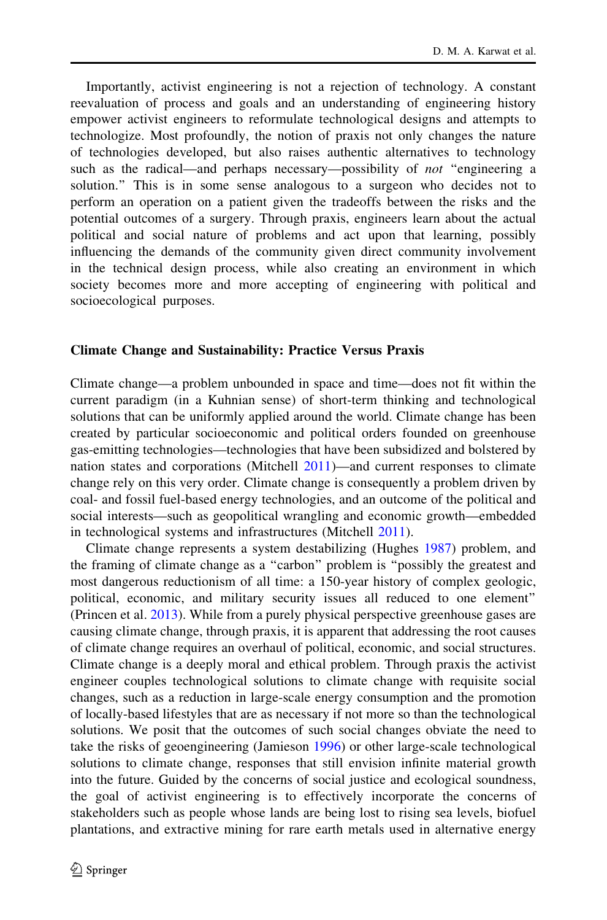Importantly, activist engineering is not a rejection of technology. A constant reevaluation of process and goals and an understanding of engineering history empower activist engineers to reformulate technological designs and attempts to technologize. Most profoundly, the notion of praxis not only changes the nature of technologies developed, but also raises authentic alternatives to technology such as the radical—and perhaps necessary—possibility of *not* "engineering a solution." This is in some sense analogous to a surgeon who decides not to perform an operation on a patient given the tradeoffs between the risks and the potential outcomes of a surgery. Through praxis, engineers learn about the actual political and social nature of problems and act upon that learning, possibly influencing the demands of the community given direct community involvement in the technical design process, while also creating an environment in which society becomes more and more accepting of engineering with political and socioecological purposes.

### Climate Change and Sustainability: Practice Versus Praxis

Climate change—a problem unbounded in space and time—does not fit within the current paradigm (in a Kuhnian sense) of short-term thinking and technological solutions that can be uniformly applied around the world. Climate change has been created by particular socioeconomic and political orders founded on greenhouse gas-emitting technologies—technologies that have been subsidized and bolstered by nation states and corporations (Mitchell 2011)—and current responses to climate change rely on this very order. Climate change is consequently a problem driven by coal- and fossil fuel-based energy technologies, and an outcome of the political and social interests—such as geopolitical wrangling and economic growth—embedded in technological systems and infrastructures (Mitchell 2011).

Climate change represents a system destabilizing (Hughes 1987) problem, and the framing of climate change as a "carbon" problem is "possibly the greatest and most dangerous reductionism of all time: a 150-year history of complex geologic, political, economic, and military security issues all reduced to one element" (Princen et al. 2013). While from a purely physical perspective greenhouse gases are causing climate change, through praxis, it is apparent that addressing the root causes of climate change requires an overhaul of political, economic, and social structures. Climate change is a deeply moral and ethical problem. Through praxis the activist engineer couples technological solutions to climate change with requisite social changes, such as a reduction in large-scale energy consumption and the promotion of locally-based lifestyles that are as necessary if not more so than the technological solutions. We posit that the outcomes of such social changes obviate the need to take the risks of geoengineering (Jamieson 1996) or other large-scale technological solutions to climate change, responses that still envision infinite material growth into the future. Guided by the concerns of social justice and ecological soundness, the goal of activist engineering is to effectively incorporate the concerns of stakeholders such as people whose lands are being lost to rising sea levels, biofuel plantations, and extractive mining for rare earth metals used in alternative energy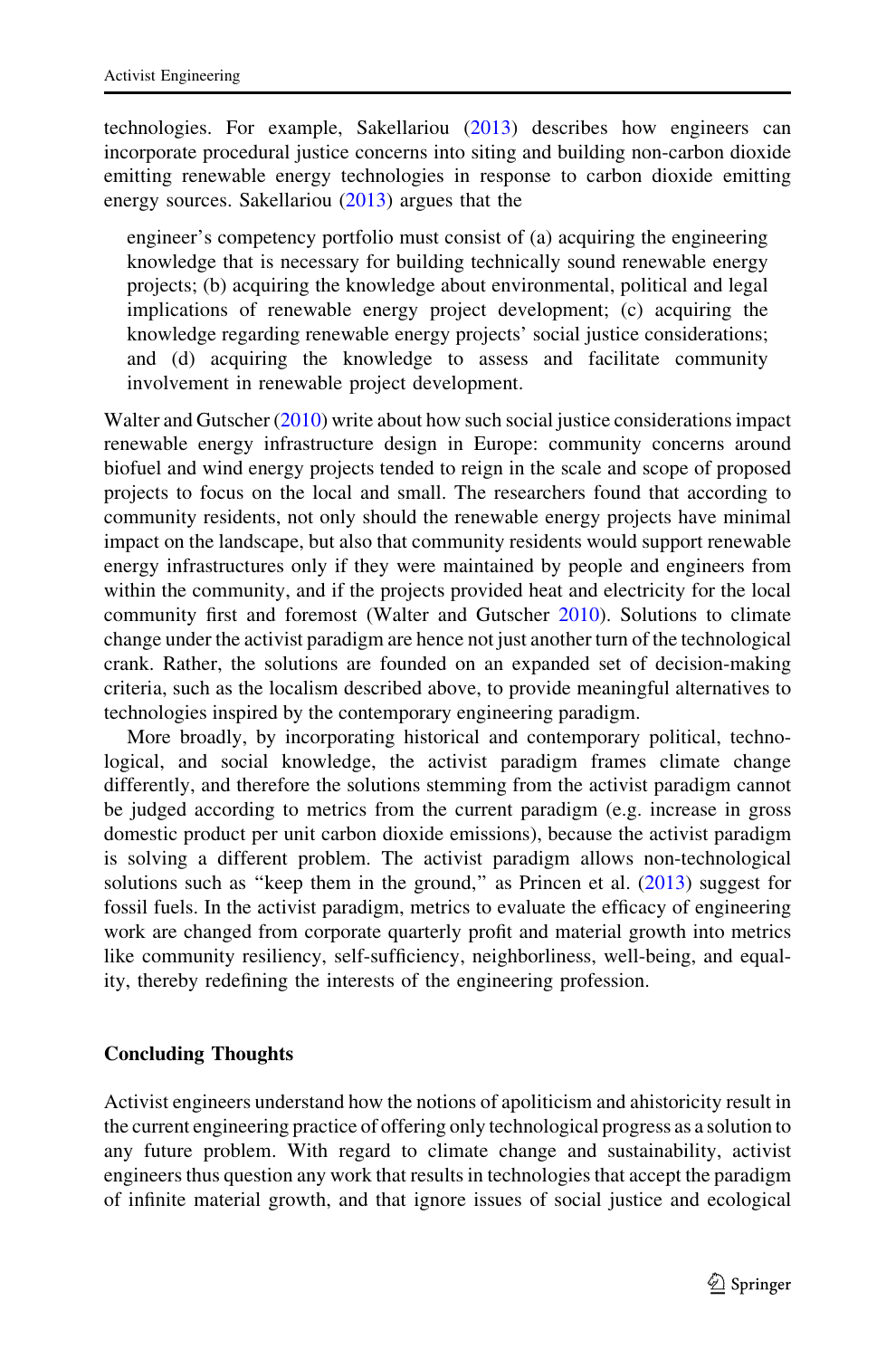technologies. For example, Sakellariou (2013) describes how engineers can incorporate procedural justice concerns into siting and building non-carbon dioxide emitting renewable energy technologies in response to carbon dioxide emitting energy sources. Sakellariou (2013) argues that the

> engineer's competency portfolio must consist of (a) acquiring the engineering knowledge that is necessary for building technically sound renewable energy projects; (b) acquiring the knowledge about environmental, political and legal implications of renewable energy project development; (c) acquiring the knowledge regarding renewable energy projects' social justice considerations; and (d) acquiring the knowledge to assess and facilitate community involvement in renewable project development.

Walter and Gutscher (2010) write about how such social justice considerations impact renewable energy infrastructure design in Europe: community concerns around biofuel and wind energy projects tended to reign in the scale and scope of proposed projects to focus on the local and small. The researchers found that according to community residents, not only should the renewable energy projects have minimal impact on the landscape, but also that community residents would support renewable energy infrastructures only if they were maintained by people and engineers from within the community, and if the projects provided heat and electricity for the local community first and foremost (Walter and Gutscher 2010). Solutions to climate change under the activist paradigm are hence not just another turn of the technological crank. Rather, the solutions are founded on an expanded set of decision-making criteria, such as the localism described above, to provide meaningful alternatives to technologies inspired by the contemporary engineering paradigm.

More broadly, by incorporating historical and contemporary political, technological, and social knowledge, the activist paradigm frames climate change differently, and therefore the solutions stemming from the activist paradigm cannot be judged according to metrics from the current paradigm (e.g. increase in gross domestic product per unit carbon dioxide emissions), because the activist paradigm is solving a different problem. The activist paradigm allows non-technological solutions such as "keep them in the ground," as Princen et al. (2013) suggest for fossil fuels. In the activist paradigm, metrics to evaluate the efficacy of engineering work are changed from corporate quarterly profit and material growth into metrics like community resiliency, self-sufficiency, neighborliness, well-being, and equality, thereby redefining the interests of the engineering profession.

## Concluding Thoughts

Activist engineers understand how the notions of apoliticism and ahistoricity result in the current engineering practice of offering only technological progress as a solution to any future problem. With regard to climate change and sustainability, activist engineers thus question any work that results in technologies that accept the paradigm of infinite material growth, and that ignore issues of social justice and ecological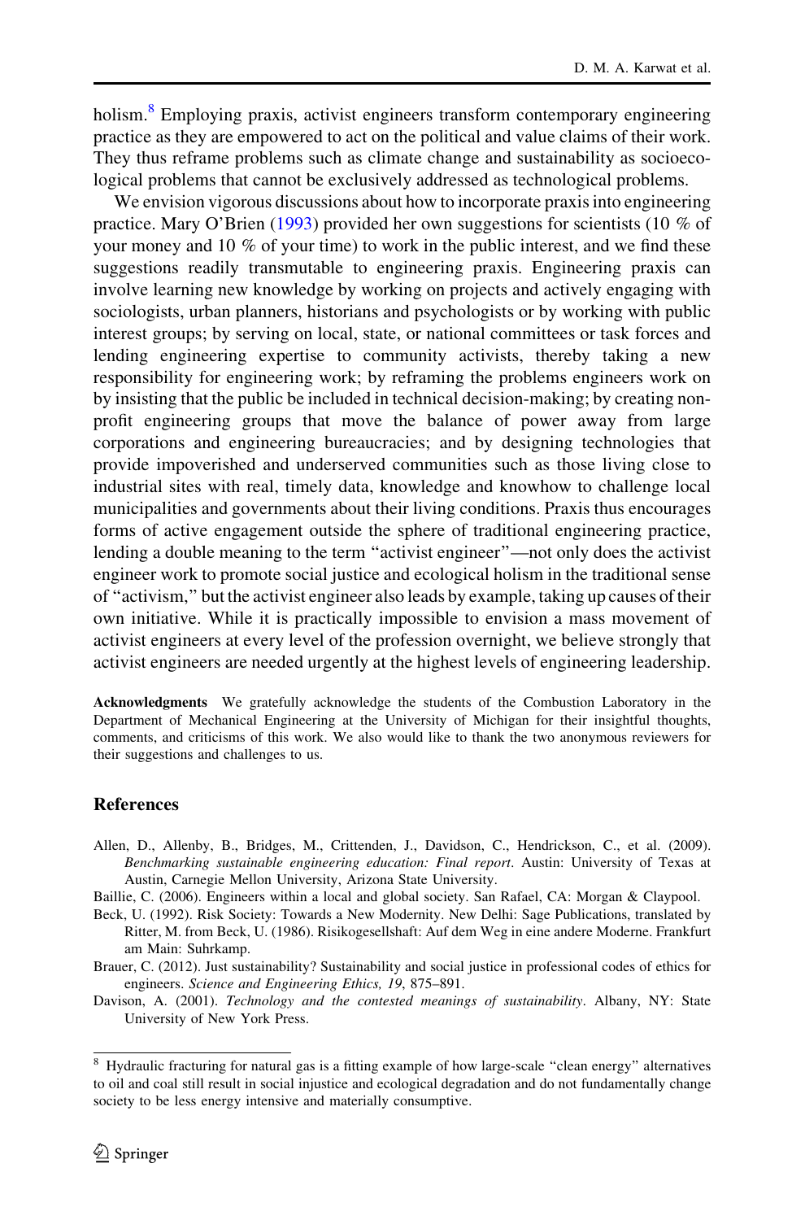holism.[8] Employing praxis, activist engineers transform contemporary engineering practice as they are empowered to act on the political and value claims of their work. They thus reframe problems such as climate change and sustainability as socioecological problems that cannot be exclusively addressed as technological problems.

We envision vigorous discussions about how to incorporate praxis into engineering practice. Mary O'Brien (1993) provided her own suggestions for scientists (10 % of your money and 10 % of your time) to work in the public interest, and we find these suggestions readily transmutable to engineering praxis. Engineering praxis can involve learning new knowledge by working on projects and actively engaging with sociologists, urban planners, historians and psychologists or by working with public interest groups; by serving on local, state, or national committees or task forces and lending engineering expertise to community activists, thereby taking a new responsibility for engineering work; by reframing the problems engineers work on by insisting that the public be included in technical decision-making; by creating non-profit engineering groups that move the balance of power away from large corporations and engineering bureaucracies; and by designing technologies that provide impoverished and underserved communities such as those living close to industrial sites with real, timely data, knowledge and knowhow to challenge local municipalities and governments about their living conditions. Praxis thus encourages forms of active engagement outside the sphere of traditional engineering practice, lending a double meaning to the term "activist engineer"—not only does the activist engineer work to promote social justice and ecological holism in the traditional sense of "activism," but the activist engineer also leads by example, taking up causes of their own initiative. While it is practically impossible to envision a mass movement of activist engineers at every level of the profession overnight, we believe strongly that activist engineers are needed urgently at the highest levels of engineering leadership.

**Acknowledgments** We gratefully acknowledge the students of the Combustion Laboratory in the Department of Mechanical Engineering at the University of Michigan for their insightful thoughts, comments, and criticisms of this work. We also would like to thank the two anonymous reviewers for their suggestions and challenges to us.

## References

Allen, D., Allenby, B., Bridges, M., Crittenden, J., Davidson, C., Hendrickson, C., et al. (2009). *Benchmarking sustainable engineering education: Final report*. Austin: University of Texas at Austin, Carnegie Mellon University, Arizona State University.

Baillie, C. (2006). Engineers within a local and global society. San Rafael, CA: Morgan & Claypool.

Beck, U. (1992). Risk Society: Towards a New Modernity. New Delhi: Sage Publications, translated by Ritter, M. from Beck, U. (1986). Risikogesellshaft: Auf dem Weg in eine andere Moderne. Frankfurt am Main: Suhrkamp.

Brauer, C. (2012). Just sustainability? Sustainability and social justice in professional codes of ethics for engineers. *Science and Engineering Ethics, 19*, 875–891.

Davison, A. (2001). *Technology and the contested meanings of sustainability*. Albany, NY: State University of New York Press.

[8] Hydraulic fracturing for natural gas is a fitting example of how large-scale "clean energy" alternatives to oil and coal still result in social injustice and ecological degradation and do not fundamentally change society to be less energy intensive and materially consumptive.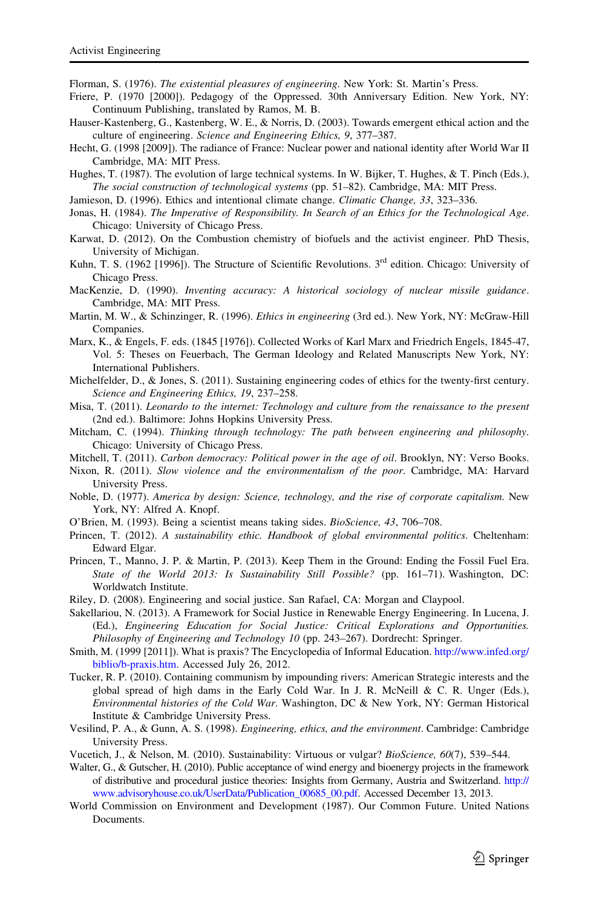Florman, S. (1976). *The existential pleasures of engineering*. New York: St. Martin's Press.

Friere, P. (1970 [2000]). Pedagogy of the Oppressed. 30th Anniversary Edition. New York, NY: Continuum Publishing, translated by Ramos, M. B.

Hauser-Kastenberg, G., Kastenberg, W. E., & Norris, D. (2003). Towards emergent ethical action and the culture of engineering. *Science and Engineering Ethics, 9*, 377–387.

Hecht, G. (1998 [2009]). The radiance of France: Nuclear power and national identity after World War II Cambridge, MA: MIT Press.

Hughes, T. (1987). The evolution of large technical systems. In W. Bijker, T. Hughes, & T. Pinch (Eds.), *The social construction of technological systems* (pp. 51–82). Cambridge, MA: MIT Press.

Jamieson, D. (1996). Ethics and intentional climate change. *Climatic Change, 33*, 323–336.

Jonas, H. (1984). *The Imperative of Responsibility. In Search of an Ethics for the Technological Age*. Chicago: University of Chicago Press.

Karwat, D. (2012). On the Combustion chemistry of biofuels and the activist engineer. PhD Thesis, University of Michigan.

Kuhn, T. S. (1962 [1996]). The Structure of Scientific Revolutions. 3rd edition. Chicago: University of Chicago Press.

MacKenzie, D. (1990). *Inventing accuracy: A historical sociology of nuclear missile guidance*. Cambridge, MA: MIT Press.

Martin, M. W., & Schinzinger, R. (1996). *Ethics in engineering* (3rd ed.). New York, NY: McGraw-Hill Companies.

Marx, K., & Engels, F. eds. (1845 [1976]). Collected Works of Karl Marx and Friedrich Engels, 1845-47, Vol. 5: Theses on Feuerbach, The German Ideology and Related Manuscripts New York, NY: International Publishers.

Michelfelder, D., & Jones, S. (2011). Sustaining engineering codes of ethics for the twenty-first century. *Science and Engineering Ethics, 19*, 237–258.

Misa, T. (2011). *Leonardo to the internet: Technology and culture from the renaissance to the present* (2nd ed.). Baltimore: Johns Hopkins University Press.

Mitcham, C. (1994). *Thinking through technology: The path between engineering and philosophy*. Chicago: University of Chicago Press.

Mitchell, T. (2011). *Carbon democracy: Political power in the age of oil*. Brooklyn, NY: Verso Books.

Nixon, R. (2011). *Slow violence and the environmentalism of the poor*. Cambridge, MA: Harvard University Press.

Noble, D. (1977). *America by design: Science, technology, and the rise of corporate capitalism*. New York, NY: Alfred A. Knopf.

O'Brien, M. (1993). Being a scientist means taking sides. *BioScience, 43*, 706–708.

Princen, T. (2012). *A sustainability ethic. Handbook of global environmental politics*. Cheltenham: Edward Elgar.

Princen, T., Manno, J. P. & Martin, P. (2013). Keep Them in the Ground: Ending the Fossil Fuel Era. *State of the World 2013: Is Sustainability Still Possible?* (pp. 161–71). Washington, DC: Worldwatch Institute.

Riley, D. (2008). Engineering and social justice. San Rafael, CA: Morgan and Claypool.

Sakellariou, N. (2013). A Framework for Social Justice in Renewable Energy Engineering. In Lucena, J. (Ed.), *Engineering Education for Social Justice: Critical Explorations and Opportunities. Philosophy of Engineering and Technology 10* (pp. 243–267). Dordrecht: Springer.

Smith, M. (1999 [2011]). What is praxis? The Encyclopedia of Informal Education. http://www.infed.org/biblio/b-praxis.htm. Accessed July 26, 2012.

Tucker, R. P. (2010). Containing communism by impounding rivers: American Strategic interests and the global spread of high dams in the Early Cold War. In J. R. McNeill & C. R. Unger (Eds.), *Environmental histories of the Cold War*. Washington, DC & New York, NY: German Historical Institute & Cambridge University Press.

Vesilind, P. A., & Gunn, A. S. (1998). *Engineering, ethics, and the environment*. Cambridge: Cambridge University Press.

Vucetich, J., & Nelson, M. (2010). Sustainability: Virtuous or vulgar? *BioScience, 60*(7), 539–544.

Walter, G., & Gutscher, H. (2010). Public acceptance of wind energy and bioenergy projects in the framework of distributive and procedural justice theories: Insights from Germany, Austria and Switzerland. http://www.advisoryhouse.co.uk/UserData/Publication_00685_00.pdf. Accessed December 13, 2013.

World Commission on Environment and Development (1987). Our Common Future. United Nations Documents.